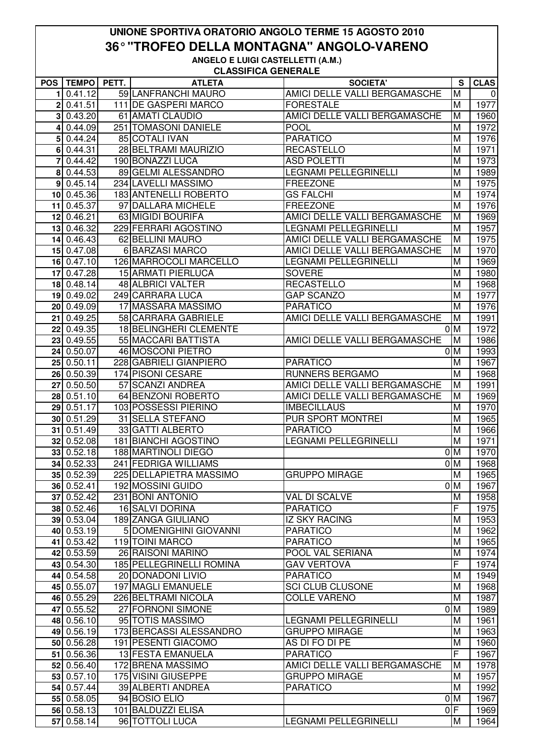# UNIONE SPORTIVA ORATORIO ANGOLO TERME 15 AGOSTO 2010

## 36° "TROFEO DELLA MONTAGNA" ANGOLO-VARENO

### ANGELO E LUIGI CASTELLETTI (A.M.)

### CLASSIFICA GENERALE

| POS | TEMPO | PETT. | ATLETA | SOCIETA' | S | CLAS |
|---|---|---|---|---|---|---|
| 1 | 0.41.12 | 59 | LANFRANCHI MAURO | AMICI DELLE VALLI BERGAMASCHE | M | 0 |
| 2 | 0.41.51 | 111 | DE GASPERI MARCO | FORESTALE | M | 1977 |
| 3 | 0.43.20 | 61 | AMATI CLAUDIO | AMICI DELLE VALLI BERGAMASCHE | M | 1960 |
| 4 | 0.44.09 | 251 | TOMASONI DANIELE | POOL | M | 1972 |
| 5 | 0.44.24 | 85 | COTALI IVAN | PARATICO | M | 1976 |
| 6 | 0.44.31 | 28 | BELTRAMI MAURIZIO | RECASTELLO | M | 1971 |
| 7 | 0.44.42 | 190 | BONAZZI LUCA | ASD POLETTI | M | 1973 |
| 8 | 0.44.53 | 89 | GELMI ALESSANDRO | LEGNAMI PELLEGRINELLI | M | 1989 |
| 9 | 0.45.14 | 234 | LAVELLI MASSIMO | FREEZONE | M | 1975 |
| 10 | 0.45.36 | 183 | ANTENELLI ROBERTO | GS FALCHI | M | 1974 |
| 11 | 0.45.37 | 97 | DALLARA MICHELE | FREEZONE | M | 1976 |
| 12 | 0.46.21 | 63 | MIGIDI BOURIFA | AMICI DELLE VALLI BERGAMASCHE | M | 1969 |
| 13 | 0.46.32 | 229 | FERRARI AGOSTINO | LEGNAMI PELLEGRINELLI | M | 1957 |
| 14 | 0.46.43 | 62 | BELLINI MAURO | AMICI DELLE VALLI BERGAMASCHE | M | 1975 |
| 15 | 0.47.08 | 6 | BARZASI MARCO | AMICI DELLE VALLI BERGAMASCHE | M | 1970 |
| 16 | 0.47.10 | 126 | MARROCOLI MARCELLO | LEGNAMI PELLEGRINELLI | M | 1969 |
| 17 | 0.47.28 | 15 | ARMATI PIERLUCA | SOVERE | M | 1980 |
| 18 | 0.48.14 | 48 | ALBRICI VALTER | RECASTELLO | M | 1968 |
| 19 | 0.49.02 | 249 | CARRARA LUCA | GAP SCANZO | M | 1977 |
| 20 | 0.49.09 | 17 | MASSARA MASSIMO | PARATICO | M | 1976 |
| 21 | 0.49.25 | 58 | CARRARA GABRIELE | AMICI DELLE VALLI BERGAMASCHE | M | 1991 |
| 22 | 0.49.35 | 18 | BELINGHERI CLEMENTE | 0 | M | 1972 |
| 23 | 0.49.55 | 55 | MACCARI BATTISTA | AMICI DELLE VALLI BERGAMASCHE | M | 1986 |
| 24 | 0.50.07 | 46 | MOSCONI PIETRO | 0 | M | 1993 |
| 25 | 0.50.11 | 228 | GABRIELI GIANPIERO | PARATICO | M | 1967 |
| 26 | 0.50.39 | 174 | PISONI CESARE | RUNNERS BERGAMO | M | 1968 |
| 27 | 0.50.50 | 57 | SCANZI ANDREA | AMICI DELLE VALLI BERGAMASCHE | M | 1991 |
| 28 | 0.51.10 | 64 | BENZONI ROBERTO | AMICI DELLE VALLI BERGAMASCHE | M | 1969 |
| 29 | 0.51.17 | 103 | POSSESSI PIERINO | IMBECILLAUS | M | 1970 |
| 30 | 0.51.29 | 31 | SELLA STEFANO | PUR SPORT MONTREI | M | 1965 |
| 31 | 0.51.49 | 33 | GATTI ALBERTO | PARATICO | M | 1966 |
| 32 | 0.52.08 | 181 | BIANCHI AGOSTINO | LEGNAMI PELLEGRINELLI | M | 1971 |
| 33 | 0.52.18 | 188 | MARTINOLI DIEGO | 0 | M | 1970 |
| 34 | 0.52.33 | 241 | FEDRIGA WILLIAMS | 0 | M | 1968 |
| 35 | 0.52.39 | 225 | DELLAPIETRA MASSIMO | GRUPPO MIRAGE | M | 1965 |
| 36 | 0.52.41 | 192 | MOSSINI GUIDO | 0 | M | 1967 |
| 37 | 0.52.42 | 231 | BONI ANTONIO | VAL DI SCALVE | M | 1958 |
| 38 | 0.52.46 | 16 | SALVI DORINA | PARATICO | F | 1975 |
| 39 | 0.53.04 | 189 | ZANGA GIULIANO | IZ SKY RACING | M | 1953 |
| 40 | 0.53.19 | 5 | DOMENIGHINI GIOVANNI | PARATICO | M | 1962 |
| 41 | 0.53.42 | 119 | TOINI MARCO | PARATICO | M | 1965 |
| 42 | 0.53.59 | 26 | RAISONI MARINO | POOL VAL SERIANA | M | 1974 |
| 43 | 0.54.30 | 185 | PELLEGRINELLI ROMINA | GAV VERTOVA | F | 1974 |
| 44 | 0.54.58 | 20 | DONADONI LIVIO | PARATICO | M | 1949 |
| 45 | 0.55.07 | 197 | MAGLI EMANUELE | SCI CLUB CLUSONE | M | 1968 |
| 46 | 0.55.29 | 226 | BELTRAMI NICOLA | COLLE VARENO | M | 1987 |
| 47 | 0.55.52 | 27 | FORNONI SIMONE | 0 | M | 1989 |
| 48 | 0.56.10 | 95 | TOTIS MASSIMO | LEGNAMI PELLEGRINELLI | M | 1961 |
| 49 | 0.56.19 | 173 | BERCASSI ALESSANDRO | GRUPPO MIRAGE | M | 1963 |
| 50 | 0.56.28 | 191 | PESENTI GIACOMO | AS DI FO DI PE | M | 1960 |
| 51 | 0.56.36 | 13 | FESTA EMANUELA | PARATICO | F | 1967 |
| 52 | 0.56.40 | 172 | BRENA MASSIMO | AMICI DELLE VALLI BERGAMASCHE | M | 1978 |
| 53 | 0.57.10 | 175 | VISINI GIUSEPPE | GRUPPO MIRAGE | M | 1957 |
| 54 | 0.57.44 | 39 | ALBERTI ANDREA | PARATICO | M | 1992 |
| 55 | 0.58.05 | 94 | BOSIO ELIO | 0 | M | 1967 |
| 56 | 0.58.13 | 101 | BALDUZZI ELISA | 0 | F | 1969 |
| 57 | 0.58.14 | 96 | TOTTOLI LUCA | LEGNAMI PELLEGRINELLI | M | 1964 |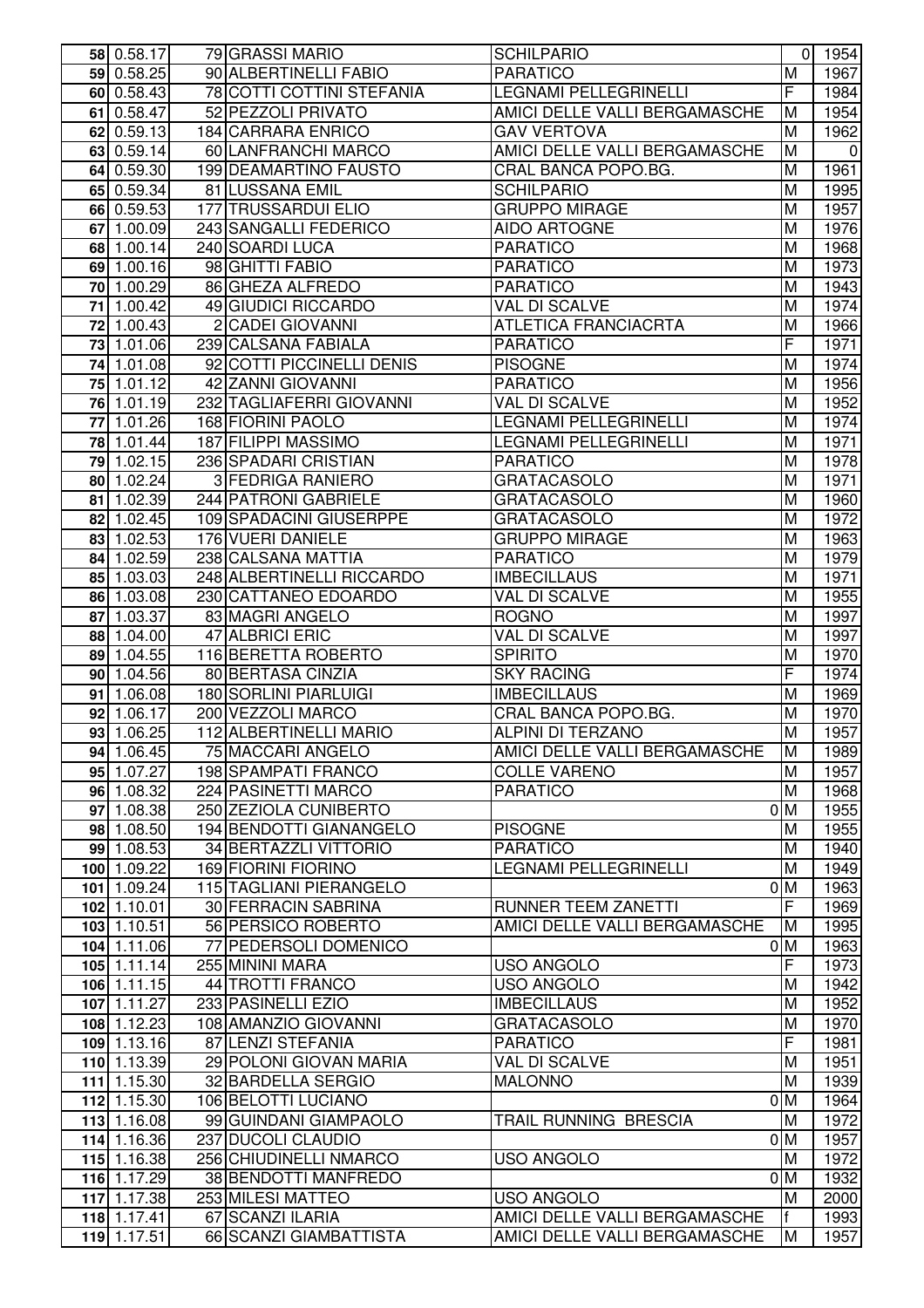| | | | | | | |
|---|---|---|---|---|---|---|
| 58 | 0.58.17 | 79 | GRASSI MARIO | SCHILPARIO | 0 | 1954 |
| 59 | 0.58.25 | 90 | ALBERTINELLI FABIO | PARATICO | M | 1967 |
| 60 | 0.58.43 | 78 | COTTI COTTINI STEFANIA | LEGNAMI PELLEGRINELLI | F | 1984 |
| 61 | 0.58.47 | 52 | PEZZOLI PRIVATO | AMICI DELLE VALLI BERGAMASCHE | M | 1954 |
| 62 | 0.59.13 | 184 | CARRARA ENRICO | GAV VERTOVA | M | 1962 |
| 63 | 0.59.14 | 60 | LANFRANCHI MARCO | AMICI DELLE VALLI BERGAMASCHE | M | 0 |
| 64 | 0.59.30 | 199 | DEAMARTINO FAUSTO | CRAL BANCA POPO.BG. | M | 1961 |
| 65 | 0.59.34 | 81 | LUSSANA EMIL | SCHILPARIO | M | 1995 |
| 66 | 0.59.53 | 177 | TRUSSARDUI ELIO | GRUPPO MIRAGE | M | 1957 |
| 67 | 1.00.09 | 243 | SANGALLI FEDERICO | AIDO ARTOGNE | M | 1976 |
| 68 | 1.00.14 | 240 | SOARDI LUCA | PARATICO | M | 1968 |
| 69 | 1.00.16 | 98 | GHITTI FABIO | PARATICO | M | 1973 |
| 70 | 1.00.29 | 86 | GHEZA ALFREDO | PARATICO | M | 1943 |
| 71 | 1.00.42 | 49 | GIUDICI RICCARDO | VAL DI SCALVE | M | 1974 |
| 72 | 1.00.43 | 2 | CADEI GIOVANNI | ATLETICA FRANCIACRTA | M | 1966 |
| 73 | 1.01.06 | 239 | CALSANA FABIALA | PARATICO | F | 1971 |
| 74 | 1.01.08 | 92 | COTTI PICCINELLI DENIS | PISOGNE | M | 1974 |
| 75 | 1.01.12 | 42 | ZANNI GIOVANNI | PARATICO | M | 1956 |
| 76 | 1.01.19 | 232 | TAGLIAFERRI GIOVANNI | VAL DI SCALVE | M | 1952 |
| 77 | 1.01.26 | 168 | FIORINI PAOLO | LEGNAMI PELLEGRINELLI | M | 1974 |
| 78 | 1.01.44 | 187 | FILIPPI MASSIMO | LEGNAMI PELLEGRINELLI | M | 1971 |
| 79 | 1.02.15 | 236 | SPADARI CRISTIAN | PARATICO | M | 1978 |
| 80 | 1.02.24 | 3 | FEDRIGA RANIERO | GRATACASOLO | M | 1971 |
| 81 | 1.02.39 | 244 | PATRONI GABRIELE | GRATACASOLO | M | 1960 |
| 82 | 1.02.45 | 109 | SPADACINI GIUSERPPE | GRATACASOLO | M | 1972 |
| 83 | 1.02.53 | 176 | VUERI DANIELE | GRUPPO MIRAGE | M | 1963 |
| 84 | 1.02.59 | 238 | CALSANA MATTIA | PARATICO | M | 1979 |
| 85 | 1.03.03 | 248 | ALBERTINELLI RICCARDO | IMBECILLAUS | M | 1971 |
| 86 | 1.03.08 | 230 | CATTANEO EDOARDO | VAL DI SCALVE | M | 1955 |
| 87 | 1.03.37 | 83 | MAGRI ANGELO | ROGNO | M | 1997 |
| 88 | 1.04.00 | 47 | ALBRICI ERIC | VAL DI SCALVE | M | 1997 |
| 89 | 1.04.55 | 116 | BERETTA ROBERTO | SPIRITO | M | 1970 |
| 90 | 1.04.56 | 80 | BERTASA CINZIA | SKY RACING | F | 1974 |
| 91 | 1.06.08 | 180 | SORLINI PIARLUIGI | IMBECILLAUS | M | 1969 |
| 92 | 1.06.17 | 200 | VEZZOLI MARCO | CRAL BANCA POPO.BG. | M | 1970 |
| 93 | 1.06.25 | 112 | ALBERTINELLI MARIO | ALPINI DI TERZANO | M | 1957 |
| 94 | 1.06.45 | 75 | MACCARI ANGELO | AMICI DELLE VALLI BERGAMASCHE | M | 1989 |
| 95 | 1.07.27 | 198 | SPAMPATI FRANCO | COLLE VARENO | M | 1957 |
| 96 | 1.08.32 | 224 | PASINETTI MARCO | PARATICO | M | 1968 |
| 97 | 1.08.38 | 250 | ZEZIOLA CUNIBERTO | 0 | M | 1955 |
| 98 | 1.08.50 | 194 | BENDOTTI GIANANGELO | PISOGNE | M | 1955 |
| 99 | 1.08.53 | 34 | BERTAZZLI VITTORIO | PARATICO | M | 1940 |
| 100 | 1.09.22 | 169 | FIORINI FIORINO | LEGNAMI PELLEGRINELLI | M | 1949 |
| 101 | 1.09.24 | 115 | TAGLIANI PIERANGELO | 0 | M | 1963 |
| 102 | 1.10.01 | 30 | FERRACIN SABRINA | RUNNER TEEM ZANETTI | F | 1969 |
| 103 | 1.10.51 | 56 | PERSICO ROBERTO | AMICI DELLE VALLI BERGAMASCHE | M | 1995 |
| 104 | 1.11.06 | 77 | PEDERSOLI DOMENICO | 0 | M | 1963 |
| 105 | 1.11.14 | 255 | MININI MARA | USO ANGOLO | F | 1973 |
| 106 | 1.11.15 | 44 | TROTTI FRANCO | USO ANGOLO | M | 1942 |
| 107 | 1.11.27 | 233 | PASINELLI EZIO | IMBECILLAUS | M | 1952 |
| 108 | 1.12.23 | 108 | AMANZIO GIOVANNI | GRATACASOLO | M | 1970 |
| 109 | 1.13.16 | 87 | LENZI STEFANIA | PARATICO | F | 1981 |
| 110 | 1.13.39 | 29 | POLONI GIOVAN MARIA | VAL DI SCALVE | M | 1951 |
| 111 | 1.15.30 | 32 | BARDELLA SERGIO | MALONNO | M | 1939 |
| 112 | 1.15.30 | 106 | BELOTTI LUCIANO | 0 | M | 1964 |
| 113 | 1.16.08 | 99 | GUINDANI GIAMPAOLO | TRAIL RUNNING BRESCIA | M | 1972 |
| 114 | 1.16.36 | 237 | DUCOLI CLAUDIO | 0 | M | 1957 |
| 115 | 1.16.38 | 256 | CHIUDINELLI NMARCO | USO ANGOLO | M | 1972 |
| 116 | 1.17.29 | 38 | BENDOTTI MANFREDO | 0 | M | 1932 |
| 117 | 1.17.38 | 253 | MILESI MATTEO | USO ANGOLO | M | 2000 |
| 118 | 1.17.41 | 67 | SCANZI ILARIA | AMICI DELLE VALLI BERGAMASCHE | f | 1993 |
| 119 | 1.17.51 | 66 | SCANZI GIAMBATTISTA | AMICI DELLE VALLI BERGAMASCHE | M | 1957 |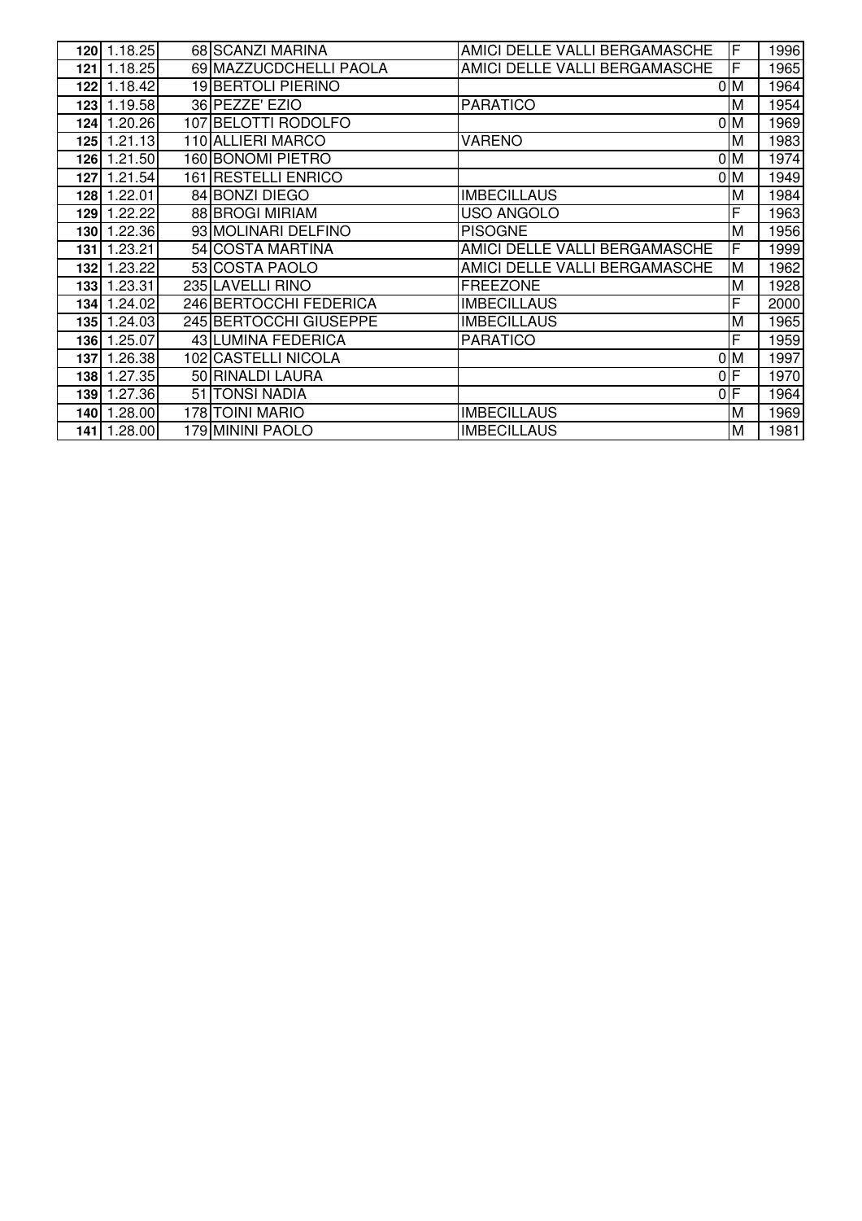| | | | | | | |
|---|---|---|---|---|---|---|
| **120** | 1.18.25 | 68 | SCANZI MARINA | AMICI DELLE VALLI BERGAMASCHE | F | 1996 |
| **121** | 1.18.25 | 69 | MAZZUCDCHELLI PAOLA | AMICI DELLE VALLI BERGAMASCHE | F | 1965 |
| **122** | 1.18.42 | 19 | BERTOLI PIERINO | 0 | M | 1964 |
| **123** | 1.19.58 | 36 | PEZZE' EZIO | PARATICO | M | 1954 |
| **124** | 1.20.26 | 107 | BELOTTI RODOLFO | 0 | M | 1969 |
| **125** | 1.21.13 | 110 | ALLIERI MARCO | VARENO | M | 1983 |
| **126** | 1.21.50 | 160 | BONOMI PIETRO | 0 | M | 1974 |
| **127** | 1.21.54 | 161 | RESTELLI ENRICO | 0 | M | 1949 |
| **128** | 1.22.01 | 84 | BONZI DIEGO | IMBECILLAUS | M | 1984 |
| **129** | 1.22.22 | 88 | BROGI MIRIAM | USO ANGOLO | F | 1963 |
| **130** | 1.22.36 | 93 | MOLINARI DELFINO | PISOGNE | M | 1956 |
| **131** | 1.23.21 | 54 | COSTA MARTINA | AMICI DELLE VALLI BERGAMASCHE | F | 1999 |
| **132** | 1.23.22 | 53 | COSTA PAOLO | AMICI DELLE VALLI BERGAMASCHE | M | 1962 |
| **133** | 1.23.31 | 235 | LAVELLI RINO | FREEZONE | M | 1928 |
| **134** | 1.24.02 | 246 | BERTOCCHI FEDERICA | IMBECILLAUS | F | 2000 |
| **135** | 1.24.03 | 245 | BERTOCCHI GIUSEPPE | IMBECILLAUS | M | 1965 |
| **136** | 1.25.07 | 43 | LUMINA FEDERICA | PARATICO | F | 1959 |
| **137** | 1.26.38 | 102 | CASTELLI NICOLA | 0 | M | 1997 |
| **138** | 1.27.35 | 50 | RINALDI LAURA | 0 | F | 1970 |
| **139** | 1.27.36 | 51 | TONSI NADIA | 0 | F | 1964 |
| **140** | 1.28.00 | 178 | TOINI MARIO | IMBECILLAUS | M | 1969 |
| **141** | 1.28.00 | 179 | MININI PAOLO | IMBECILLAUS | M | 1981 |